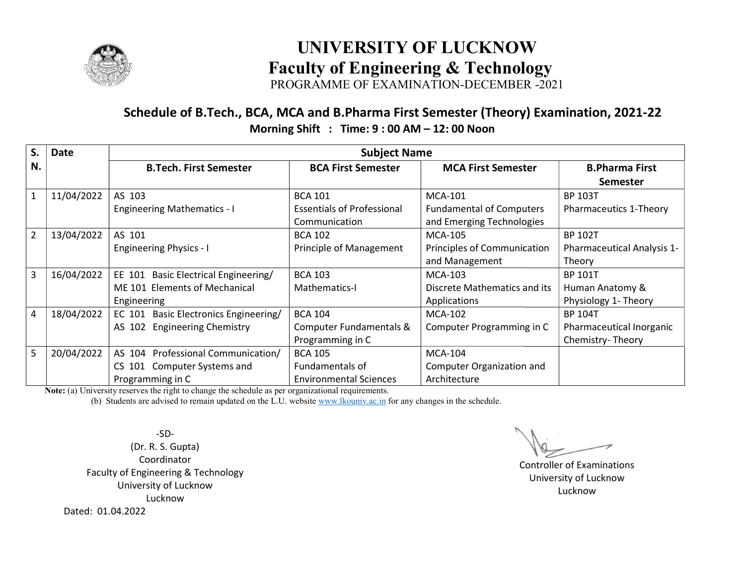# UNIVERSITY OF LUCKNOW

## Faculty of Engineering & Technology

PROGRAMME OF EXAMINATION-DECEMBER -2021

### Schedule of B.Tech., BCA, MCA and B.Pharma First Semester (Theory) Examination, 2021-22

**Morning Shift : Time: 9 : 00 AM – 12: 00 Noon**

| S. N. | Date | Subject Name | | | |
|---|---|---|---|---|---|
| | | **B.Tech. First Semester** | **BCA First Semester** | **MCA First Semester** | **B.Pharma First Semester** |
| 1 | 11/04/2022 | AS 103 Engineering Mathematics - I | BCA 101 Essentials of Professional Communication | MCA-101 Fundamental of Computers and Emerging Technologies | BP 103T Pharmaceutics 1-Theory |
| 2 | 13/04/2022 | AS 101 Engineering Physics - I | BCA 102 Principle of Management | MCA-105 Principles of Communication and Management | BP 102T Pharmaceutical Analysis 1-Theory |
| 3 | 16/04/2022 | EE 101 Basic Electrical Engineering/ ME 101 Elements of Mechanical Engineering | BCA 103 Mathematics-I | MCA-103 Discrete Mathematics and its Applications | BP 101T Human Anatomy & Physiology 1- Theory |
| 4 | 18/04/2022 | EC 101 Basic Electronics Engineering/ AS 102 Engineering Chemistry | BCA 104 Computer Fundamentals & Programming in C | MCA-102 Computer Programming in C | BP 104T Pharmaceutical Inorganic Chemistry- Theory |
| 5 | 20/04/2022 | AS 104 Professional Communication/ CS 101 Computer Systems and Programming in C | BCA 105 Fundamentals of Environmental Sciences | MCA-104 Computer Organization and Architecture | |

**Note:** (a) University reserves the right to change the schedule as per organizational requirements.

(b) Students are advised to remain updated on the L.U. website www.lkouniv.ac.in for any changes in the schedule.

-SD-
(Dr. R. S. Gupta)
Coordinator
Faculty of Engineering & Technology
University of Lucknow
Lucknow

Dated: 01.04.2022

Controller of Examinations
University of Lucknow
Lucknow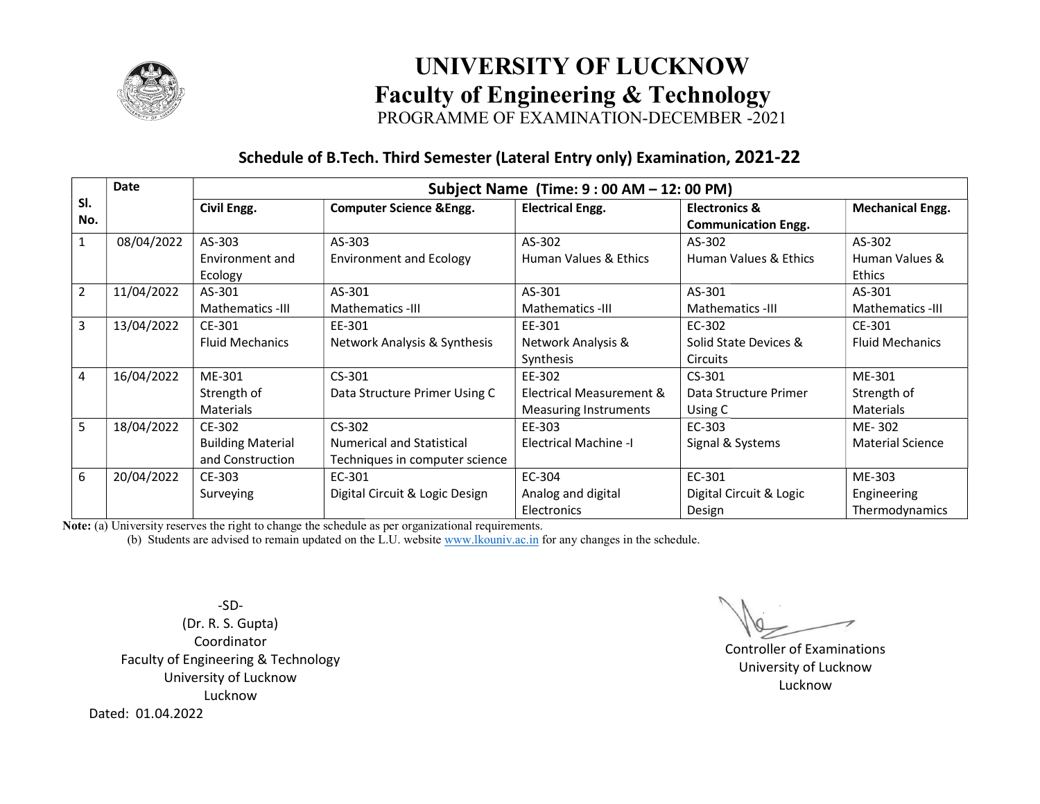# UNIVERSITY OF LUCKNOW

## Faculty of Engineering & Technology

PROGRAMME OF EXAMINATION-DECEMBER -2021

### Schedule of B.Tech. Third Semester (Lateral Entry only) Examination, 2021-22

| Sl. No. | Date | Subject Name (Time: 9 : 00 AM – 12: 00 PM) | | | | |
|---|---|---|---|---|---|---|
| | | **Civil Engg.** | **Computer Science &Engg.** | **Electrical Engg.** | **Electronics & Communication Engg.** | **Mechanical Engg.** |
| 1 | 08/04/2022 | AS-303 Environment and Ecology | AS-303 Environment and Ecology | AS-302 Human Values & Ethics | AS-302 Human Values & Ethics | AS-302 Human Values & Ethics |
| 2 | 11/04/2022 | AS-301 Mathematics -III | AS-301 Mathematics -III | AS-301 Mathematics -III | AS-301 Mathematics -III | AS-301 Mathematics -III |
| 3 | 13/04/2022 | CE-301 Fluid Mechanics | EE-301 Network Analysis & Synthesis | EE-301 Network Analysis & Synthesis | EC-302 Solid State Devices & Circuits | CE-301 Fluid Mechanics |
| 4 | 16/04/2022 | ME-301 Strength of Materials | CS-301 Data Structure Primer Using C | EE-302 Electrical Measurement & Measuring Instruments | CS-301 Data Structure Primer Using C | ME-301 Strength of Materials |
| 5 | 18/04/2022 | CE-302 Building Material and Construction | CS-302 Numerical and Statistical Techniques in computer science | EE-303 Electrical Machine -I | EC-303 Signal & Systems | ME- 302 Material Science |
| 6 | 20/04/2022 | CE-303 Surveying | EC-301 Digital Circuit & Logic Design | EC-304 Analog and digital Electronics | EC-301 Digital Circuit & Logic Design | ME-303 Engineering Thermodynamics |

**Note:** (a) University reserves the right to change the schedule as per organizational requirements.

(b) Students are advised to remain updated on the L.U. website www.lkouniv.ac.in for any changes in the schedule.

-SD-
(Dr. R. S. Gupta)
Coordinator
Faculty of Engineering & Technology
University of Lucknow
Lucknow

Dated: 01.04.2022

Controller of Examinations
University of Lucknow
Lucknow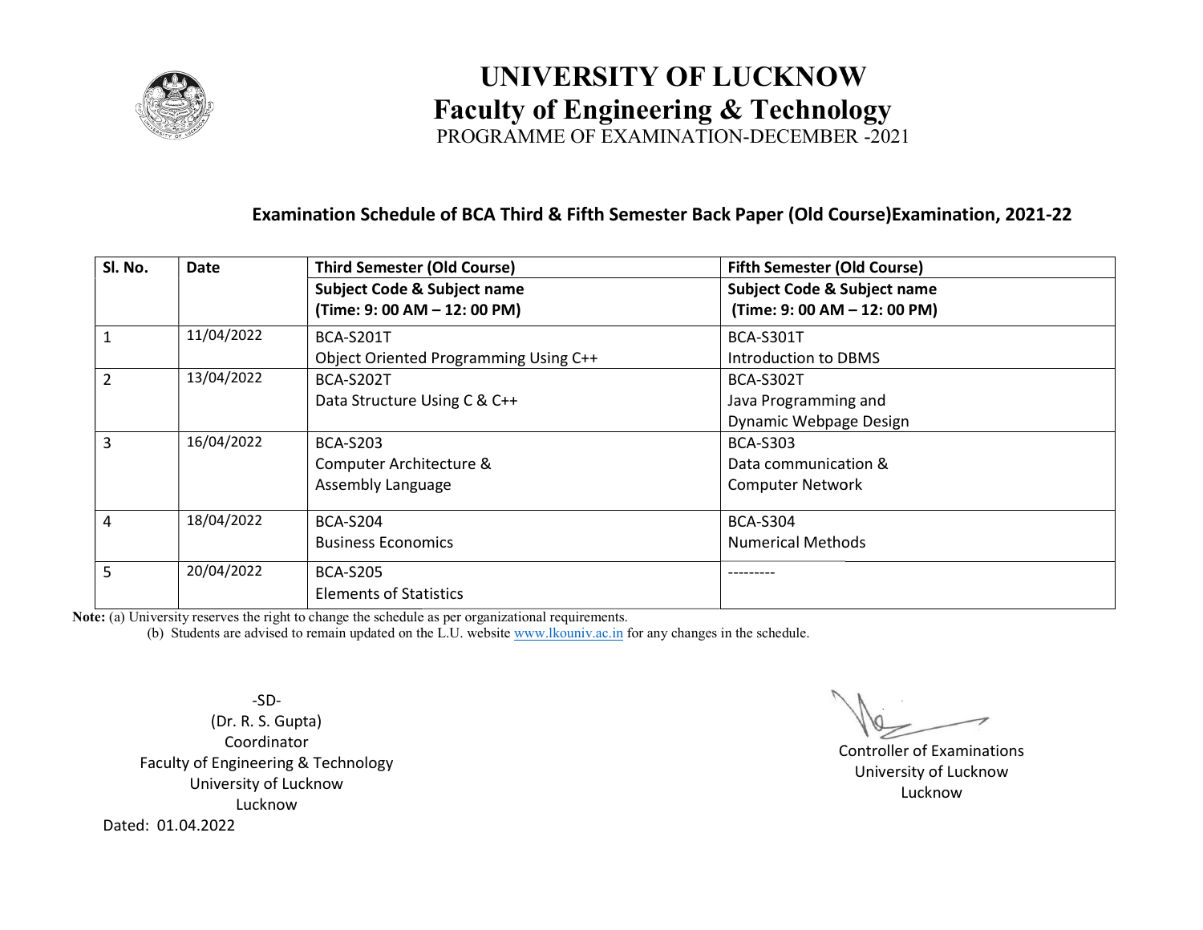# UNIVERSITY OF LUCKNOW
## Faculty of Engineering & Technology
PROGRAMME OF EXAMINATION-DECEMBER -2021

### Examination Schedule of BCA Third & Fifth Semester Back Paper (Old Course)Examination, 2021-22

| Sl. No. | Date | Third Semester (Old Course) | Fifth Semester (Old Course) |
|---|---|---|---|
| | | **Subject Code & Subject name (Time: 9: 00 AM – 12: 00 PM)** | **Subject Code & Subject name (Time: 9: 00 AM – 12: 00 PM)** |
| 1 | 11/04/2022 | BCA-S201T Object Oriented Programming Using C++ | BCA-S301T Introduction to DBMS |
| 2 | 13/04/2022 | BCA-S202T Data Structure Using C & C++ | BCA-S302T Java Programming and Dynamic Webpage Design |
| 3 | 16/04/2022 | BCA-S203 Computer Architecture & Assembly Language | BCA-S303 Data communication & Computer Network |
| 4 | 18/04/2022 | BCA-S204 Business Economics | BCA-S304 Numerical Methods |
| 5 | 20/04/2022 | BCA-S205 Elements of Statistics | --------- |

**Note:** (a) University reserves the right to change the schedule as per organizational requirements.
(b) Students are advised to remain updated on the L.U. website www.lkouniv.ac.in for any changes in the schedule.

-SD-
(Dr. R. S. Gupta)
Coordinator
Faculty of Engineering & Technology
University of Lucknow
Lucknow

Dated: 01.04.2022

Controller of Examinations
University of Lucknow
Lucknow